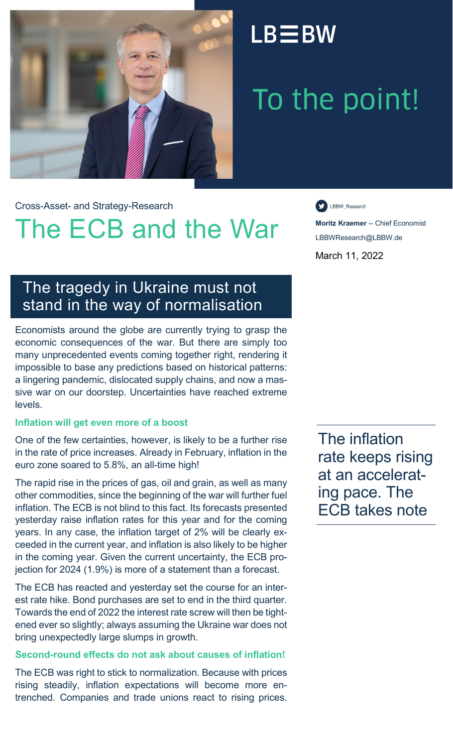LB≡BW

To the point!

Cross-Asset- and Strategy-Research

# The ECB and the War

LBBW_Research

**Moritz Kraemer** -- Chief Economist
LBBWResearch@LBBW.de

March 11, 2022

## The tragedy in Ukraine must not stand in the way of normalisation

Economists around the globe are currently trying to grasp the economic consequences of the war. But there are simply too many unprecedented events coming together right, rendering it impossible to base any predictions based on historical patterns: a lingering pandemic, dislocated supply chains, and now a massive war on our doorstep. Uncertainties have reached extreme levels.

### Inflation will get even more of a boost

One of the few certainties, however, is likely to be a further rise in the rate of price increases. Already in February, inflation in the euro zone soared to 5.8%, an all-time high!

The inflation rate keeps rising at an accelerating pace. The ECB takes note

The rapid rise in the prices of gas, oil and grain, as well as many other commodities, since the beginning of the war will further fuel inflation. The ECB is not blind to this fact. Its forecasts presented yesterday raise inflation rates for this year and for the coming years. In any case, the inflation target of 2% will be clearly exceeded in the current year, and inflation is also likely to be higher in the coming year. Given the current uncertainty, the ECB projection for 2024 (1.9%) is more of a statement than a forecast.

The ECB has reacted and yesterday set the course for an interest rate hike. Bond purchases are set to end in the third quarter. Towards the end of 2022 the interest rate screw will then be tightened ever so slightly; always assuming the Ukraine war does not bring unexpectedly large slumps in growth.

### Second-round effects do not ask about causes of inflation!

The ECB was right to stick to normalization. Because with prices rising steadily, inflation expectations will become more entrenched. Companies and trade unions react to rising prices.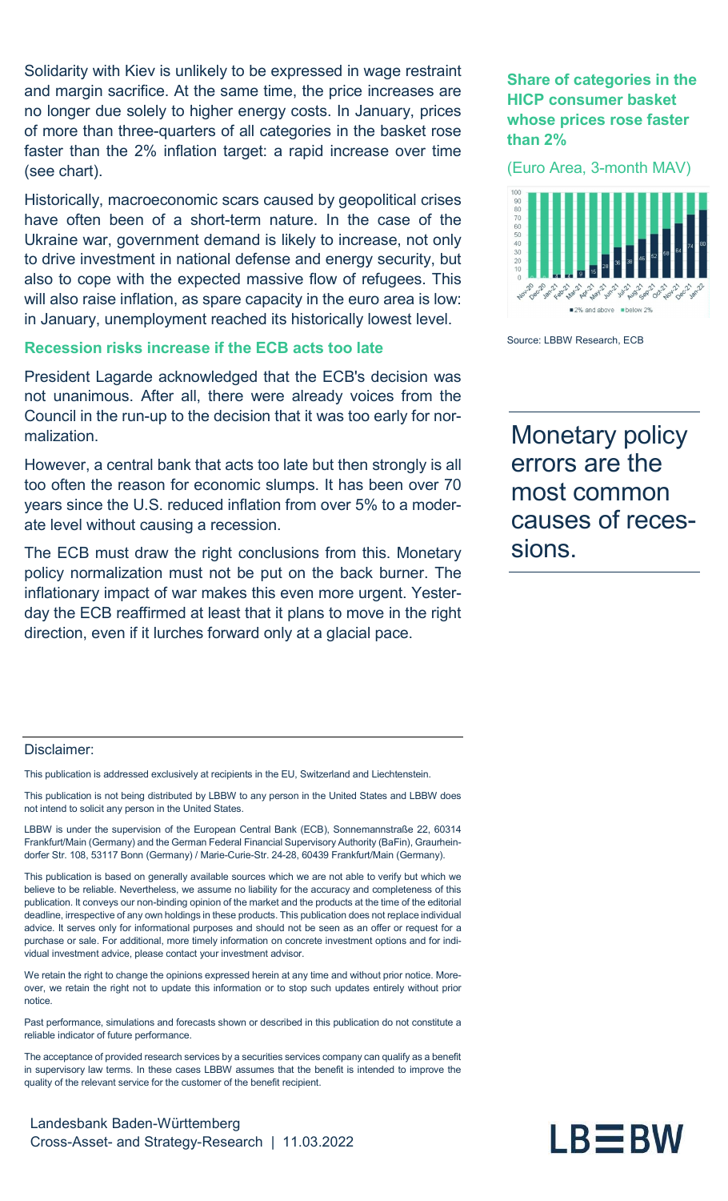Solidarity with Kiev is unlikely to be expressed in wage restraint and margin sacrifice. At the same time, the price increases are no longer due solely to higher energy costs. In January, prices of more than three-quarters of all categories in the basket rose faster than the 2% inflation target: a rapid increase over time (see chart).

Historically, macroeconomic scars caused by geopolitical crises have often been of a short-term nature. In the case of the Ukraine war, government demand is likely to increase, not only to drive investment in national defense and energy security, but also to cope with the expected massive flow of refugees. This will also raise inflation, as spare capacity in the euro area is low: in January, unemployment reached its historically lowest level.

### Recession risks increase if the ECB acts too late

President Lagarde acknowledged that the ECB's decision was not unanimous. After all, there were already voices from the Council in the run-up to the decision that it was too early for normalization.

However, a central bank that acts too late but then strongly is all too often the reason for economic slumps. It has been over 70 years since the U.S. reduced inflation from over 5% to a moderate level without causing a recession.

The ECB must draw the right conclusions from this. Monetary policy normalization must not be put on the back burner. The inflationary impact of war makes this even more urgent. Yesterday the ECB reaffirmed at least that it plans to move in the right direction, even if it lurches forward only at a glacial pace.

**Share of categories in the HICP consumer basket whose prices rose faster than 2%**

(Euro Area, 3-month MAV)

100
90
80
70
60
50
40
30
20
10
0

Nov-20 Dec-20 Jan-21 Feb-21 Mar-21 Apr-21 May-21 Jun-21 Jul-21 Aug-21 Sep-21 Oct-21 Nov-21 Dec-21 Jan-22

2% and above ■ below 2%

Source: LBBW Research, ECB

> Monetary policy errors are the most common causes of recessions.

Disclaimer:

This publication is addressed exclusively at recipients in the EU, Switzerland and Liechtenstein.

This publication is not being distributed by LBBW to any person in the United States and LBBW does not intend to solicit any person in the United States.

LBBW is under the supervision of the European Central Bank (ECB), Sonnemannstraße 22, 60314 Frankfurt/Main (Germany) and the German Federal Financial Supervisory Authority (BaFin), Graurheindorfer Str. 108, 53117 Bonn (Germany) / Marie-Curie-Str. 24-28, 60439 Frankfurt/Main (Germany).

This publication is based on generally available sources which we are not able to verify but which we believe to be reliable. Nevertheless, we assume no liability for the accuracy and completeness of this publication. It conveys our non-binding opinion of the market and the products at the time of the editorial deadline, irrespective of any own holdings in these products. This publication does not replace individual advice. It serves only for informational purposes and should not be seen as an offer or request for a purchase or sale. For additional, more timely information on concrete investment options and for individual investment advice, please contact your investment advisor.

We retain the right to change the opinions expressed herein at any time and without prior notice. Moreover, we retain the right not to update this information or to stop such updates entirely without prior notice.

Past performance, simulations and forecasts shown or described in this publication do not constitute a reliable indicator of future performance.

The acceptance of provided research services by a securities services company can qualify as a benefit in supervisory law terms. In these cases LBBW assumes that the benefit is intended to improve the quality of the relevant service for the customer of the benefit recipient.

Landesbank Baden-Württemberg
Cross-Asset- and Strategy-Research | 11.03.2022